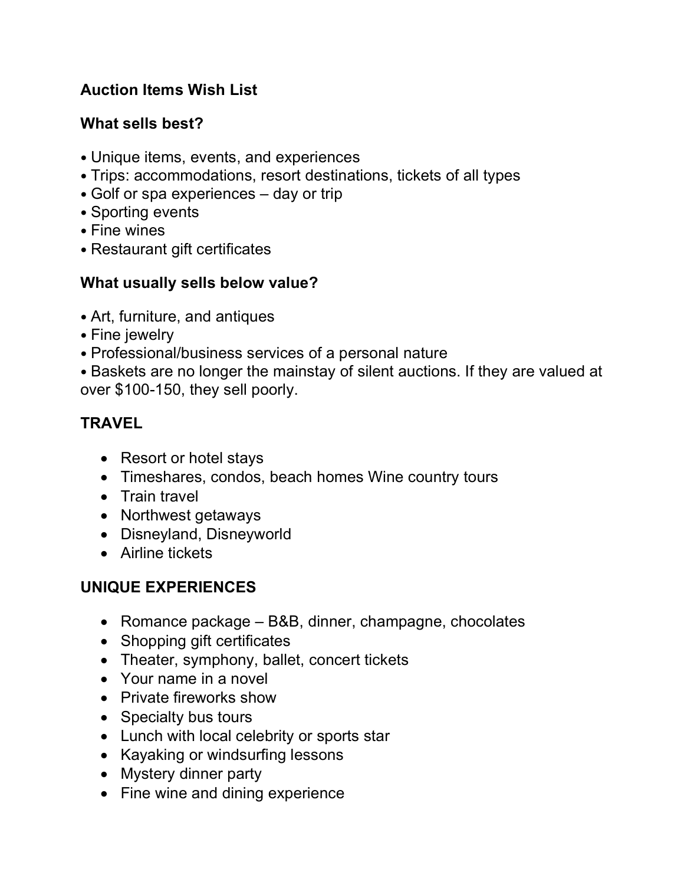**Auction Items Wish List**

**What sells best?**

- Unique items, events, and experiences
- Trips: accommodations, resort destinations, tickets of all types
- Golf or spa experiences – day or trip
- Sporting events
- Fine wines
- Restaurant gift certificates

**What usually sells below value?**

- Art, furniture, and antiques
- Fine jewelry
- Professional/business services of a personal nature
- Baskets are no longer the mainstay of silent auctions. If they are valued at over $100-150, they sell poorly.

## TRAVEL

- Resort or hotel stays
- Timeshares, condos, beach homes Wine country tours
- Train travel
- Northwest getaways
- Disneyland, Disneyworld
- Airline tickets

## UNIQUE EXPERIENCES

- Romance package – B&B, dinner, champagne, chocolates
- Shopping gift certificates
- Theater, symphony, ballet, concert tickets
- Your name in a novel
- Private fireworks show
- Specialty bus tours
- Lunch with local celebrity or sports star
- Kayaking or windsurfing lessons
- Mystery dinner party
- Fine wine and dining experience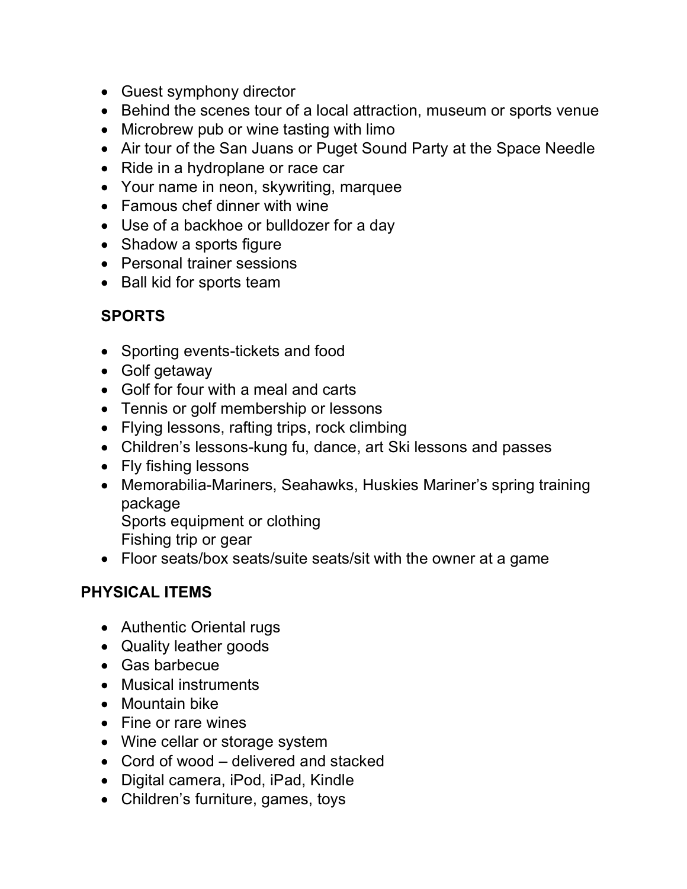- Guest symphony director
- Behind the scenes tour of a local attraction, museum or sports venue
- Microbrew pub or wine tasting with limo
- Air tour of the San Juans or Puget Sound Party at the Space Needle
- Ride in a hydroplane or race car
- Your name in neon, skywriting, marquee
- Famous chef dinner with wine
- Use of a backhoe or bulldozer for a day
- Shadow a sports figure
- Personal trainer sessions
- Ball kid for sports team

**SPORTS**

- Sporting events-tickets and food
- Golf getaway
- Golf for four with a meal and carts
- Tennis or golf membership or lessons
- Flying lessons, rafting trips, rock climbing
- Children's lessons-kung fu, dance, art Ski lessons and passes
- Fly fishing lessons
- Memorabilia-Mariners, Seahawks, Huskies Mariner's spring training package
  Sports equipment or clothing
  Fishing trip or gear
- Floor seats/box seats/suite seats/sit with the owner at a game

**PHYSICAL ITEMS**

- Authentic Oriental rugs
- Quality leather goods
- Gas barbecue
- Musical instruments
- Mountain bike
- Fine or rare wines
- Wine cellar or storage system
- Cord of wood – delivered and stacked
- Digital camera, iPod, iPad, Kindle
- Children's furniture, games, toys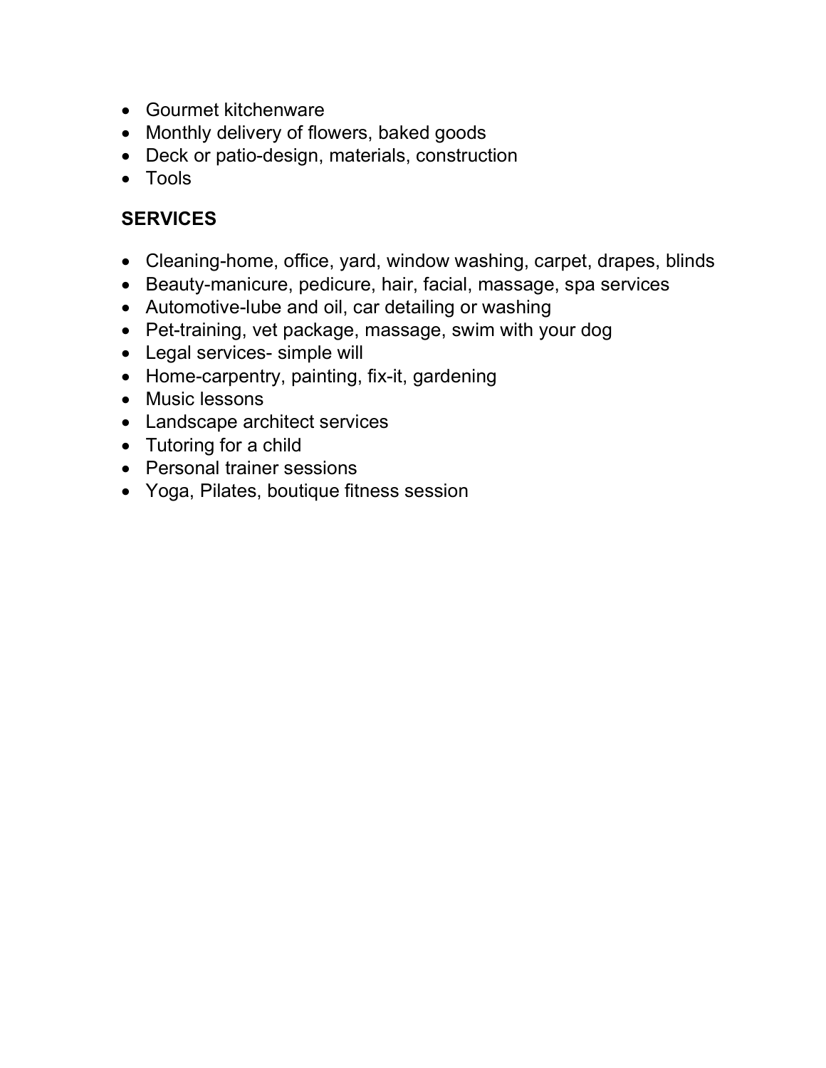- Gourmet kitchenware
- Monthly delivery of flowers, baked goods
- Deck or patio-design, materials, construction
- Tools

**SERVICES**

- Cleaning-home, office, yard, window washing, carpet, drapes, blinds
- Beauty-manicure, pedicure, hair, facial, massage, spa services
- Automotive-lube and oil, car detailing or washing
- Pet-training, vet package, massage, swim with your dog
- Legal services- simple will
- Home-carpentry, painting, fix-it, gardening
- Music lessons
- Landscape architect services
- Tutoring for a child
- Personal trainer sessions
- Yoga, Pilates, boutique fitness session